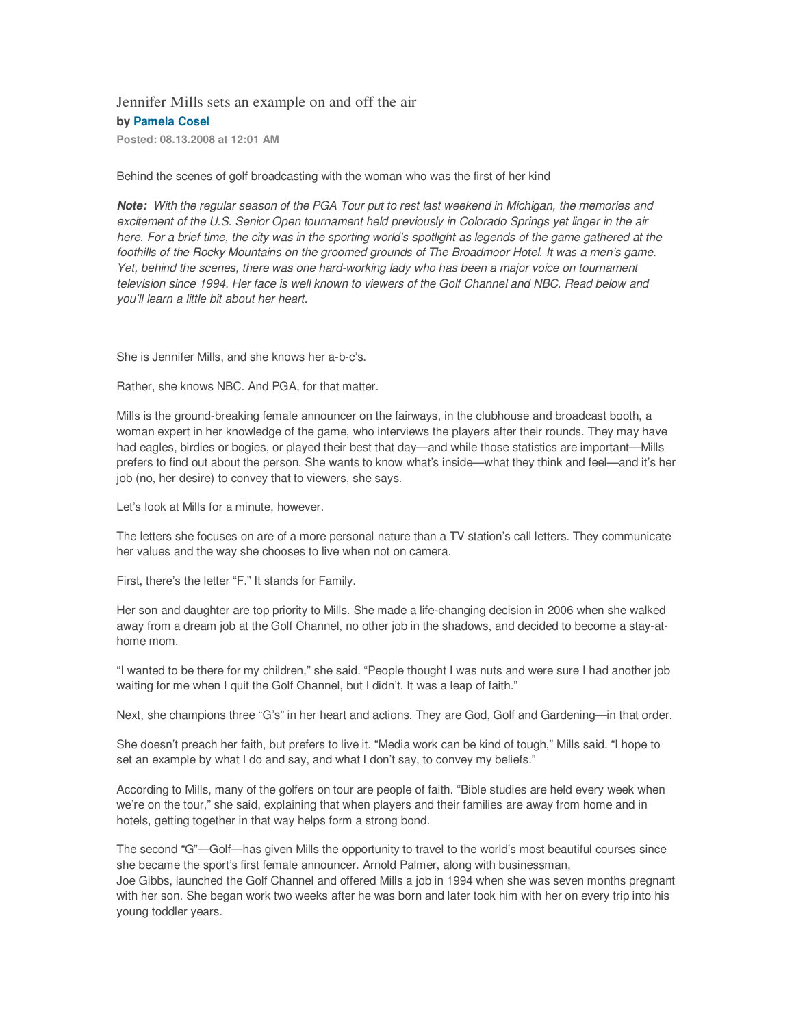# Jennifer Mills sets an example on and off the air

**by Pamela Cosel**

**Posted: 08.13.2008 at 12:01 AM**

Behind the scenes of golf broadcasting with the woman who was the first of her kind

***Note:*** *With the regular season of the PGA Tour put to rest last weekend in Michigan, the memories and excitement of the U.S. Senior Open tournament held previously in Colorado Springs yet linger in the air here. For a brief time, the city was in the sporting world's spotlight as legends of the game gathered at the foothills of the Rocky Mountains on the groomed grounds of The Broadmoor Hotel. It was a men's game. Yet, behind the scenes, there was one hard-working lady who has been a major voice on tournament television since 1994. Her face is well known to viewers of the Golf Channel and NBC. Read below and you'll learn a little bit about her heart.*

She is Jennifer Mills, and she knows her a-b-c's.

Rather, she knows NBC. And PGA, for that matter.

Mills is the ground-breaking female announcer on the fairways, in the clubhouse and broadcast booth, a woman expert in her knowledge of the game, who interviews the players after their rounds. They may have had eagles, birdies or bogies, or played their best that day—and while those statistics are important—Mills prefers to find out about the person. She wants to know what's inside—what they think and feel—and it's her job (no, her desire) to convey that to viewers, she says.

Let's look at Mills for a minute, however.

The letters she focuses on are of a more personal nature than a TV station's call letters. They communicate her values and the way she chooses to live when not on camera.

First, there's the letter "F." It stands for Family.

Her son and daughter are top priority to Mills. She made a life-changing decision in 2006 when she walked away from a dream job at the Golf Channel, no other job in the shadows, and decided to become a stay-at-home mom.

"I wanted to be there for my children," she said. "People thought I was nuts and were sure I had another job waiting for me when I quit the Golf Channel, but I didn't. It was a leap of faith."

Next, she champions three "G's" in her heart and actions. They are God, Golf and Gardening—in that order.

She doesn't preach her faith, but prefers to live it. "Media work can be kind of tough," Mills said. "I hope to set an example by what I do and say, and what I don't say, to convey my beliefs."

According to Mills, many of the golfers on tour are people of faith. "Bible studies are held every week when we're on the tour," she said, explaining that when players and their families are away from home and in hotels, getting together in that way helps form a strong bond.

The second "G"—Golf—has given Mills the opportunity to travel to the world's most beautiful courses since she became the sport's first female announcer. Arnold Palmer, along with businessman, Joe Gibbs, launched the Golf Channel and offered Mills a job in 1994 when she was seven months pregnant with her son. She began work two weeks after he was born and later took him with her on every trip into his young toddler years.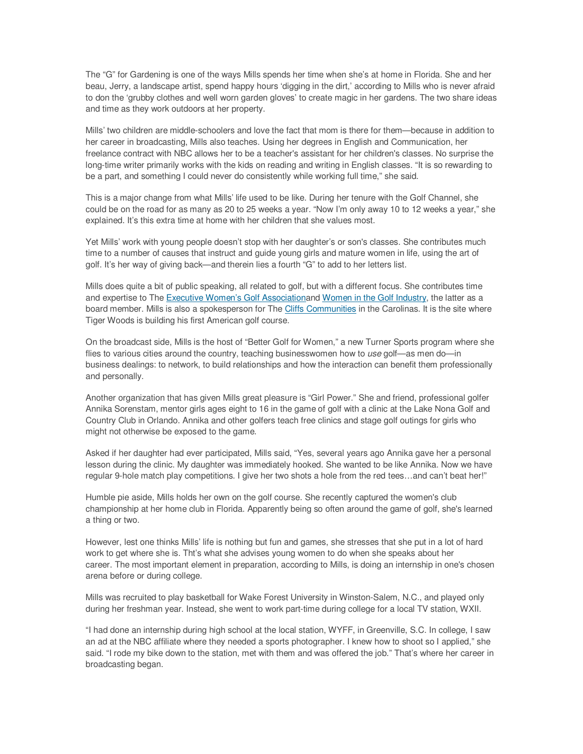The “G” for Gardening is one of the ways Mills spends her time when she’s at home in Florida. She and her beau, Jerry, a landscape artist, spend happy hours ‘digging in the dirt,’ according to Mills who is never afraid to don the ‘grubby clothes and well worn garden gloves’ to create magic in her gardens. The two share ideas and time as they work outdoors at her property.

Mills’ two children are middle-schoolers and love the fact that mom is there for them—because in addition to her career in broadcasting, Mills also teaches. Using her degrees in English and Communication, her freelance contract with NBC allows her to be a teacher's assistant for her children's classes. No surprise the long-time writer primarily works with the kids on reading and writing in English classes. “It is so rewarding to be a part, and something I could never do consistently while working full time,” she said.

This is a major change from what Mills’ life used to be like. During her tenure with the Golf Channel, she could be on the road for as many as 20 to 25 weeks a year. “Now I’m only away 10 to 12 weeks a year,” she explained. It’s this extra time at home with her children that she values most.

Yet Mills’ work with young people doesn’t stop with her daughter’s or son's classes. She contributes much time to a number of causes that instruct and guide young girls and mature women in life, using the art of golf. It’s her way of giving back—and therein lies a fourth “G” to add to her letters list.

Mills does quite a bit of public speaking, all related to golf, but with a different focus. She contributes time and expertise to The Executive Women’s Golf Associationand Women in the Golf Industry, the latter as a board member. Mills is also a spokesperson for The Cliffs Communities in the Carolinas. It is the site where Tiger Woods is building his first American golf course.

On the broadcast side, Mills is the host of “Better Golf for Women,” a new Turner Sports program where she flies to various cities around the country, teaching businesswomen how to *use* golf—as men do—in business dealings: to network, to build relationships and how the interaction can benefit them professionally and personally.

Another organization that has given Mills great pleasure is “Girl Power.” She and friend, professional golfer Annika Sorenstam, mentor girls ages eight to 16 in the game of golf with a clinic at the Lake Nona Golf and Country Club in Orlando. Annika and other golfers teach free clinics and stage golf outings for girls who might not otherwise be exposed to the game.

Asked if her daughter had ever participated, Mills said, “Yes, several years ago Annika gave her a personal lesson during the clinic. My daughter was immediately hooked. She wanted to be like Annika. Now we have regular 9-hole match play competitions. I give her two shots a hole from the red tees…and can’t beat her!”

Humble pie aside, Mills holds her own on the golf course. She recently captured the women's club championship at her home club in Florida. Apparently being so often around the game of golf, she's learned a thing or two.

However, lest one thinks Mills’ life is nothing but fun and games, she stresses that she put in a lot of hard work to get where she is. Tht’s what she advises young women to do when she speaks about her career. The most important element in preparation, according to Mills, is doing an internship in one's chosen arena before or during college.

Mills was recruited to play basketball for Wake Forest University in Winston-Salem, N.C., and played only during her freshman year. Instead, she went to work part-time during college for a local TV station, WXII.

“I had done an internship during high school at the local station, WYFF, in Greenville, S.C. In college, I saw an ad at the NBC affiliate where they needed a sports photographer. I knew how to shoot so I applied,” she said. “I rode my bike down to the station, met with them and was offered the job.” That’s where her career in broadcasting began.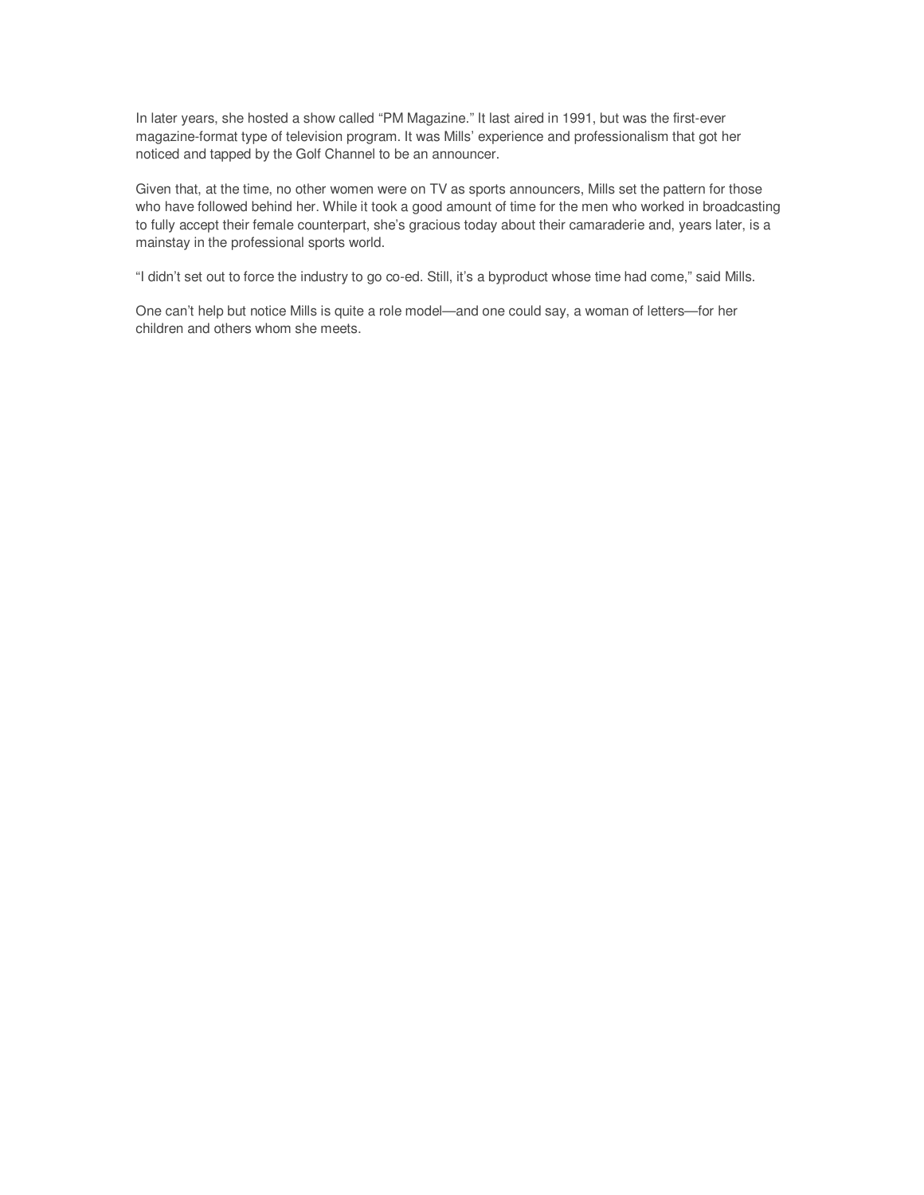In later years, she hosted a show called "PM Magazine." It last aired in 1991, but was the first-ever magazine-format type of television program. It was Mills' experience and professionalism that got her noticed and tapped by the Golf Channel to be an announcer.

Given that, at the time, no other women were on TV as sports announcers, Mills set the pattern for those who have followed behind her. While it took a good amount of time for the men who worked in broadcasting to fully accept their female counterpart, she's gracious today about their camaraderie and, years later, is a mainstay in the professional sports world.

"I didn't set out to force the industry to go co-ed. Still, it's a byproduct whose time had come," said Mills.

One can't help but notice Mills is quite a role model—and one could say, a woman of letters—for her children and others whom she meets.